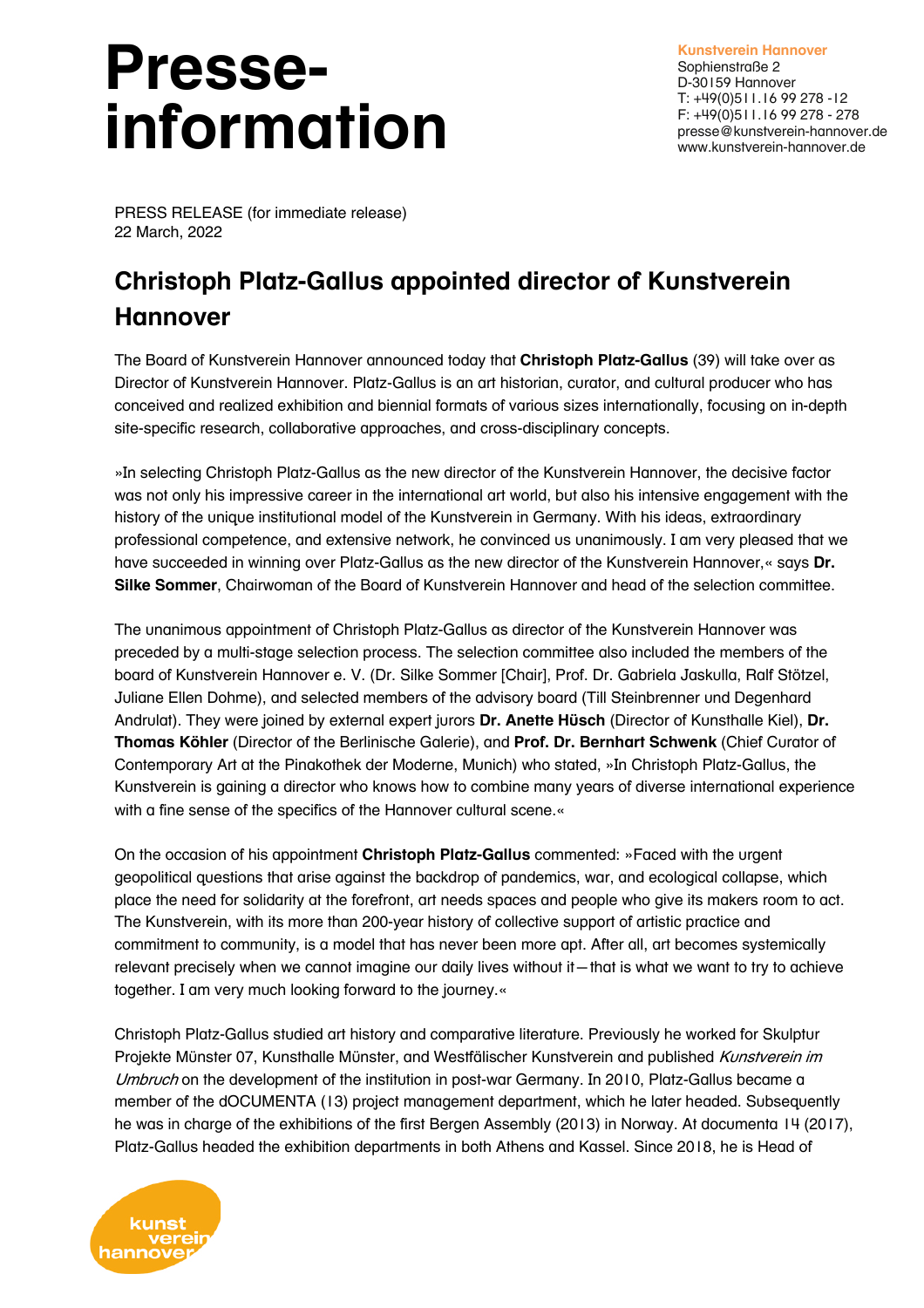# Presse-information

**Kunstverein Hannover**
Sophienstraße 2
D-30159 Hannover
T: +49(0)511.16 99 278 -12
F: +49(0)511.16 99 278 - 278
presse@kunstverein-hannover.de
www.kunstverein-hannover.de

PRESS RELEASE (for immediate release)
22 March, 2022

## Christoph Platz-Gallus appointed director of Kunstverein Hannover

The Board of Kunstverein Hannover announced today that **Christoph Platz-Gallus** (39) will take over as Director of Kunstverein Hannover. Platz-Gallus is an art historian, curator, and cultural producer who has conceived and realized exhibition and biennial formats of various sizes internationally, focusing on in-depth site-specific research, collaborative approaches, and cross-disciplinary concepts.

»In selecting Christoph Platz-Gallus as the new director of the Kunstverein Hannover, the decisive factor was not only his impressive career in the international art world, but also his intensive engagement with the history of the unique institutional model of the Kunstverein in Germany. With his ideas, extraordinary professional competence, and extensive network, he convinced us unanimously. I am very pleased that we have succeeded in winning over Platz-Gallus as the new director of the Kunstverein Hannover,« says **Dr. Silke Sommer**, Chairwoman of the Board of Kunstverein Hannover and head of the selection committee.

The unanimous appointment of Christoph Platz-Gallus as director of the Kunstverein Hannover was preceded by a multi-stage selection process. The selection committee also included the members of the board of Kunstverein Hannover e. V. (Dr. Silke Sommer [Chair], Prof. Dr. Gabriela Jaskulla, Ralf Stötzel, Juliane Ellen Dohme), and selected members of the advisory board (Till Steinbrenner und Degenhard Andrulat). They were joined by external expert jurors **Dr. Anette Hüsch** (Director of Kunsthalle Kiel), **Dr. Thomas Köhler** (Director of the Berlinische Galerie), and **Prof. Dr. Bernhart Schwenk** (Chief Curator of Contemporary Art at the Pinakothek der Moderne, Munich) who stated, »In Christoph Platz-Gallus, the Kunstverein is gaining a director who knows how to combine many years of diverse international experience with a fine sense of the specifics of the Hannover cultural scene.«

On the occasion of his appointment **Christoph Platz-Gallus** commented: »Faced with the urgent geopolitical questions that arise against the backdrop of pandemics, war, and ecological collapse, which place the need for solidarity at the forefront, art needs spaces and people who give its makers room to act. The Kunstverein, with its more than 200-year history of collective support of artistic practice and commitment to community, is a model that has never been more apt. After all, art becomes systemically relevant precisely when we cannot imagine our daily lives without it—that is what we want to try to achieve together. I am very much looking forward to the journey.«

Christoph Platz-Gallus studied art history and comparative literature. Previously he worked for Skulptur Projekte Münster 07, Kunsthalle Münster, and Westfälischer Kunstverein and published *Kunstverein im Umbruch* on the development of the institution in post-war Germany. In 2010, Platz-Gallus became a member of the dOCUMENTA (13) project management department, which he later headed. Subsequently he was in charge of the exhibitions of the first Bergen Assembly (2013) in Norway. At documenta 14 (2017), Platz-Gallus headed the exhibition departments in both Athens and Kassel. Since 2018, he is Head of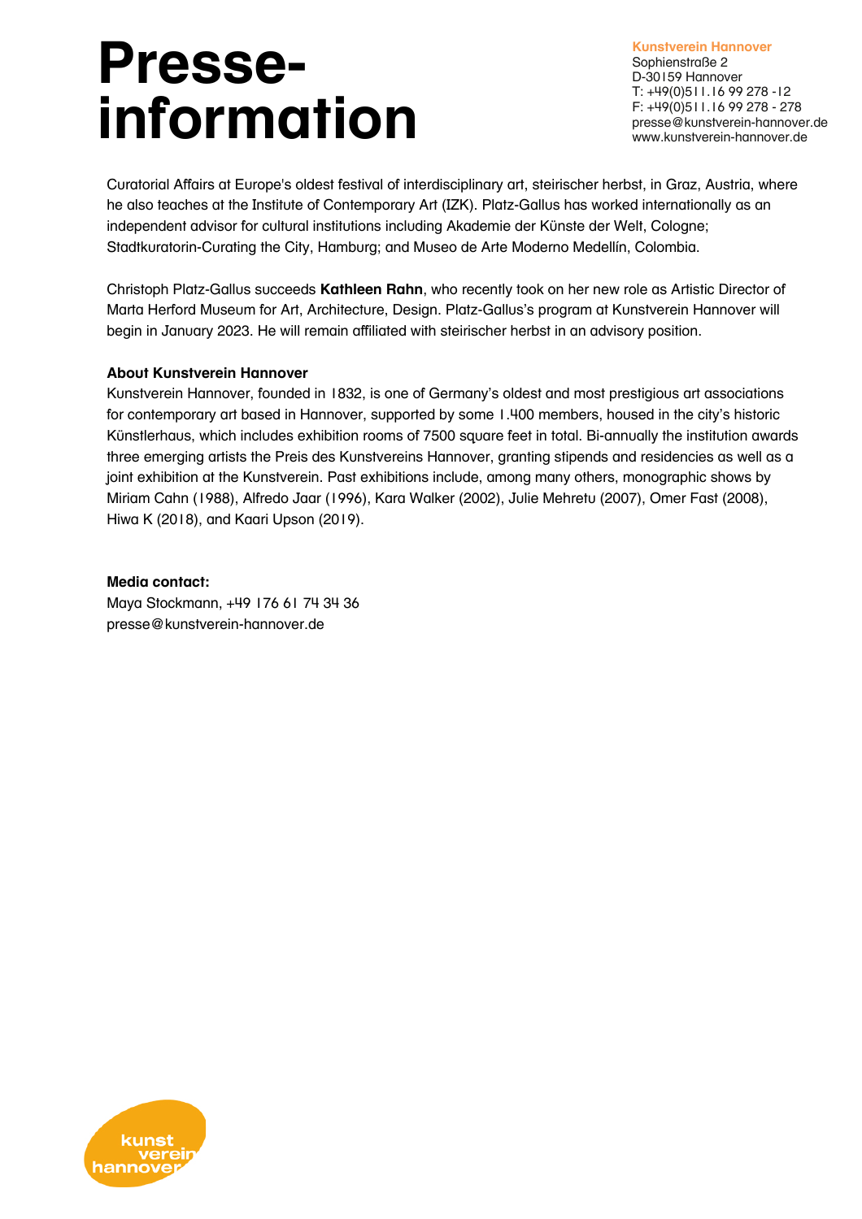Curatorial Affairs at Europe's oldest festival of interdisciplinary art, steirischer herbst, in Graz, Austria, where he also teaches at the Institute of Contemporary Art (IZK). Platz-Gallus has worked internationally as an independent advisor for cultural institutions including Akademie der Künste der Welt, Cologne; Stadtkuratorin-Curating the City, Hamburg; and Museo de Arte Moderno Medellín, Colombia.

Christoph Platz-Gallus succeeds **Kathleen Rahn**, who recently took on her new role as Artistic Director of Marta Herford Museum for Art, Architecture, Design. Platz-Gallus's program at Kunstverein Hannover will begin in January 2023. He will remain affiliated with steirischer herbst in an advisory position.

**About Kunstverein Hannover**

Kunstverein Hannover, founded in 1832, is one of Germany's oldest and most prestigious art associations for contemporary art based in Hannover, supported by some 1.400 members, housed in the city's historic Künstlerhaus, which includes exhibition rooms of 7500 square feet in total. Bi-annually the institution awards three emerging artists the Preis des Kunstvereins Hannover, granting stipends and residencies as well as a joint exhibition at the Kunstverein. Past exhibitions include, among many others, monographic shows by Miriam Cahn (1988), Alfredo Jaar (1996), Kara Walker (2002), Julie Mehretu (2007), Omer Fast (2008), Hiwa K (2018), and Kaari Upson (2019).

**Media contact:**

Maya Stockmann, +49 176 61 74 34 36

presse@kunstverein-hannover.de